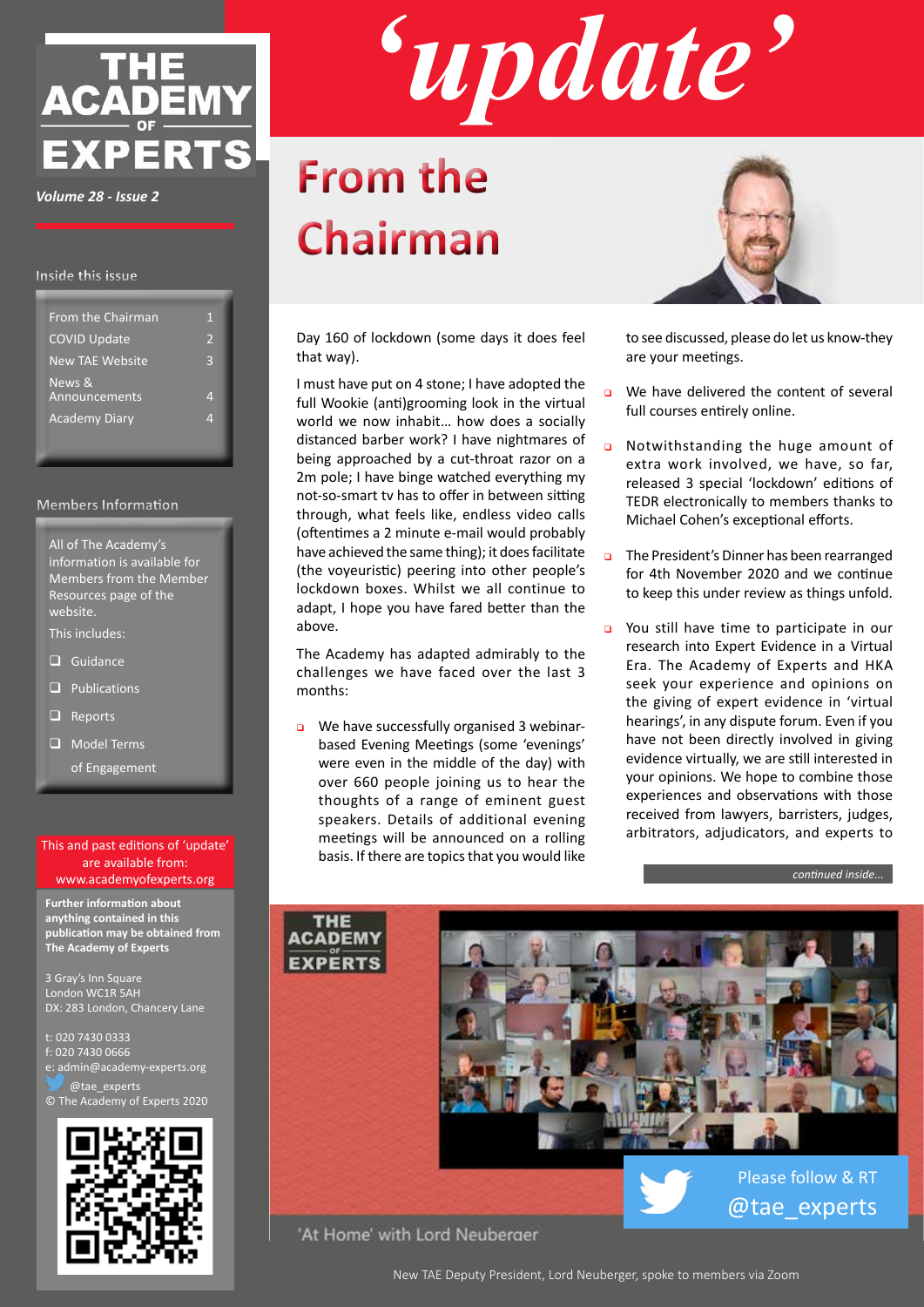# THE ACADEMY OF EXPERTS

*Volume 28 - Issue 2*

# 'update'

## From the Chairman

Day 160 of lockdown (some days it does feel that way).

I must have put on 4 stone; I have adopted the full Wookie (anti)grooming look in the virtual world we now inhabit… how does a socially distanced barber work? I have nightmares of being approached by a cut-throat razor on a 2m pole; I have binge watched everything my not-so-smart tv has to offer in between sitting through, what feels like, endless video calls (oftentimes a 2 minute e-mail would probably have achieved the same thing); it does facilitate (the voyeuristic) peering into other people's lockdown boxes. Whilst we all continue to adapt, I hope you have fared better than the above.

The Academy has adapted admirably to the challenges we have faced over the last 3 months:

- We have successfully organised 3 webinar-based Evening Meetings (some 'evenings' were even in the middle of the day) with over 660 people joining us to hear the thoughts of a range of eminent guest speakers. Details of additional evening meetings will be announced on a rolling basis. If there are topics that you would like to see discussed, please do let us know-they are your meetings.
- We have delivered the content of several full courses entirely online.
- Notwithstanding the huge amount of extra work involved, we have, so far, released 3 special 'lockdown' editions of TEDR electronically to members thanks to Michael Cohen's exceptional efforts.
- The President's Dinner has been rearranged for 4th November 2020 and we continue to keep this under review as things unfold.
- You still have time to participate in our research into Expert Evidence in a Virtual Era. The Academy of Experts and HKA seek your experience and opinions on the giving of expert evidence in 'virtual hearings', in any dispute forum. Even if you have not been directly involved in giving evidence virtually, we are still interested in your opinions. We hope to combine those experiences and observations with those received from lawyers, barristers, judges, arbitrators, adjudicators, and experts to

*continued inside...*

'At Home' with Lord Neuberger

Please follow & RT @tae_experts

New TAE Deputy President, Lord Neuberger, spoke to members via Zoom

### Inside this issue

| | |
|---|---|
| From the Chairman | 1 |
| COVID Update | 2 |
| New TAE Website | 3 |
| News & Announcements | 4 |
| Academy Diary | 4 |

### Members Information

All of The Academy's information is available for Members from the Member Resources page of the website.

This includes:

- Guidance
- Publications
- Reports
- Model Terms of Engagement

This and past editions of 'update' are available from: www.academyofexperts.org

**Further information about anything contained in this publication may be obtained from The Academy of Experts**

3 Gray's Inn Square
London WC1R 5AH
DX: 283 London, Chancery Lane

t: 020 7430 0333
f: 020 7430 0666
e: admin@academy-experts.org
@tae_experts
© The Academy of Experts 2020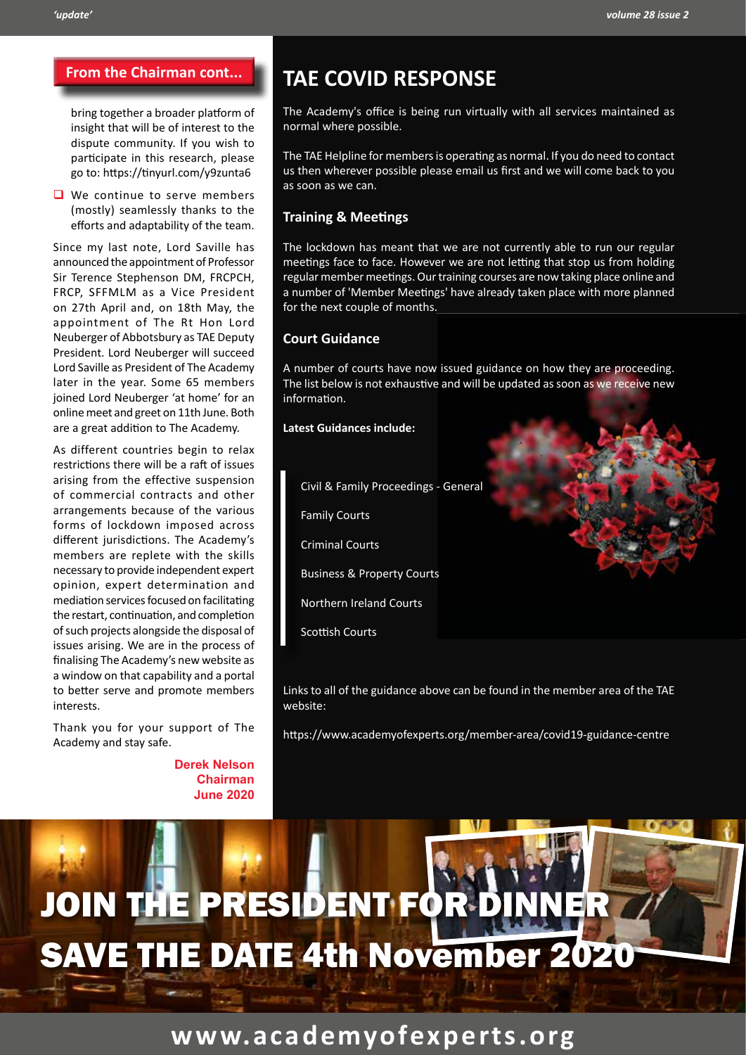## From the Chairman cont...

bring together a broader platform of insight that will be of interest to the dispute community. If you wish to participate in this research, please go to: https://tinyurl.com/y9zunta6

- We continue to serve members (mostly) seamlessly thanks to the efforts and adaptability of the team.

Since my last note, Lord Saville has announced the appointment of Professor Sir Terence Stephenson DM, FRCPCH, FRCP, SFFMLM as a Vice President on 27th April and, on 18th May, the appointment of The Rt Hon Lord Neuberger of Abbotsbury as TAE Deputy President. Lord Neuberger will succeed Lord Saville as President of The Academy later in the year. Some 65 members joined Lord Neuberger 'at home' for an online meet and greet on 11th June. Both are a great addition to The Academy.

As different countries begin to relax restrictions there will be a raft of issues arising from the effective suspension of commercial contracts and other arrangements because of the various forms of lockdown imposed across different jurisdictions. The Academy's members are replete with the skills necessary to provide independent expert opinion, expert determination and mediation services focused on facilitating the restart, continuation, and completion of such projects alongside the disposal of issues arising. We are in the process of finalising The Academy's new website as a window on that capability and a portal to better serve and promote members interests.

Thank you for your support of The Academy and stay safe.

**Derek Nelson**
**Chairman**
**June 2020**

# TAE COVID RESPONSE

The Academy's office is being run virtually with all services maintained as normal where possible.

The TAE Helpline for members is operating as normal. If you do need to contact us then wherever possible please email us first and we will come back to you as soon as we can.

### Training & Meetings

The lockdown has meant that we are not currently able to run our regular meetings face to face. However we are not letting that stop us from holding regular member meetings. Our training courses are now taking place online and a number of 'Member Meetings' have already taken place with more planned for the next couple of months.

### Court Guidance

A number of courts have now issued guidance on how they are proceeding. The list below is not exhaustive and will be updated as soon as we receive new information.

**Latest Guidances include:**

Civil & Family Proceedings - General

Family Courts

Criminal Courts

Business & Property Courts

Northern Ireland Courts

Scottish Courts

Links to all of the guidance above can be found in the member area of the TAE website:

https://www.academyofexperts.org/member-area/covid19-guidance-centre

# JOIN THE PRESIDENT FOR DINNER
# SAVE THE DATE 4th November 2020

**www.academyofexperts.org**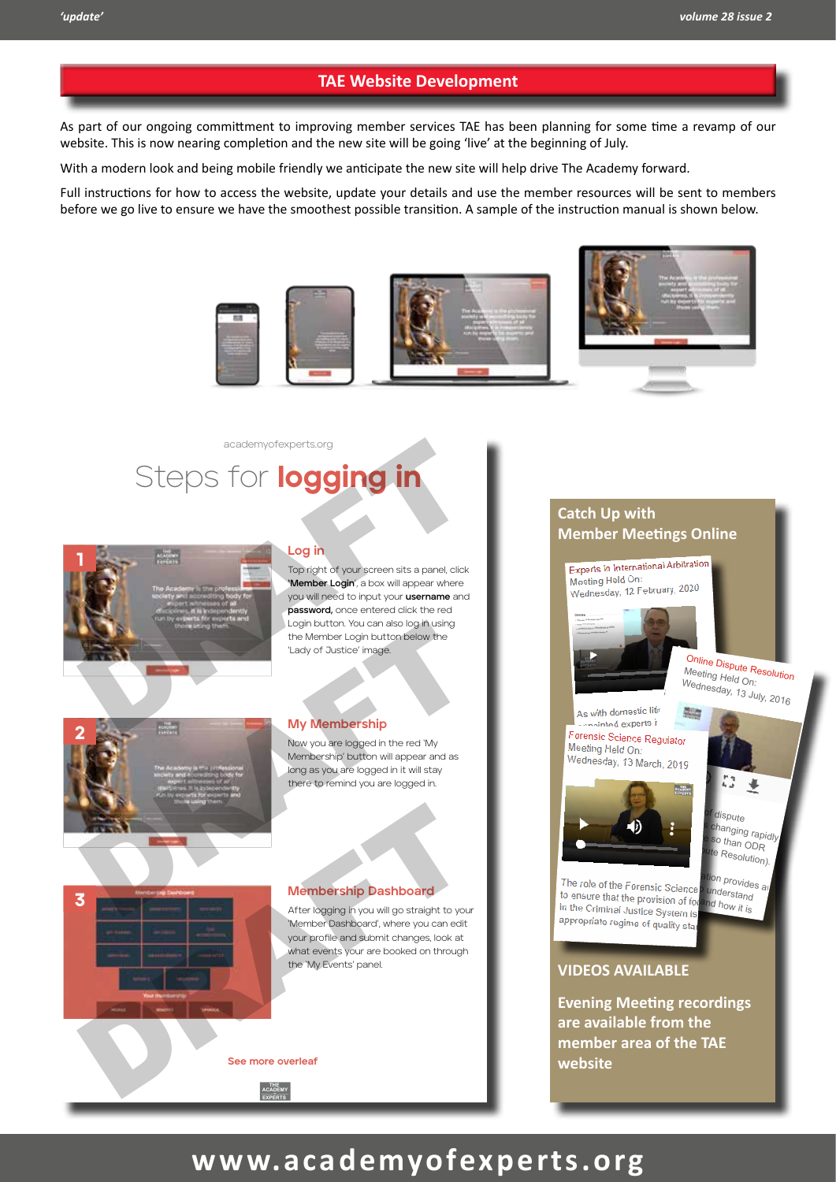## TAE Website Development

As part of our ongoing committment to improving member services TAE has been planning for some time a revamp of our website. This is now nearing completion and the new site will be going 'live' at the beginning of July.

With a modern look and being mobile friendly we anticipate the new site will help drive The Academy forward.

Full instructions for how to access the website, update your details and use the member resources will be sent to members before we go live to ensure we have the smoothest possible transition. A sample of the instruction manual is shown below.

academyofexperts.org

# Steps for **logging in**

### 1 Log in

Top right of your screen sits a panel, click **'Member Login'**, a box will appear where you will need to input your **username** and **password,** once entered click the red Login button. You can also log in using the Member Login button below the 'Lady of Justice' image.

### 2 My Membership

Now you are logged in the red 'My Membership' button will appear and as long as you are logged in it will stay there to remind you are logged in.

### 3 Membership Dashboard

After logging in you will go straight to your 'Member Dashboard', where you can edit your profile and submit changes, look at what events your are booked on through the 'My Events' panel.

See more overleaf

DRAFT

## Catch Up with Member Meetings Online

Experts in International Arbitration
Meeting Held On:
Wednesday, 12 February, 2020

Online Dispute Resolution
Meeting Held On:
Wednesday, 13 July, 2016

Forensic Science Regulator
Meeting Held On:
Wednesday, 13 March, 2019

### VIDEOS AVAILABLE

**Evening Meeting recordings are available from the member area of the TAE website**

**www.academyofexperts.org**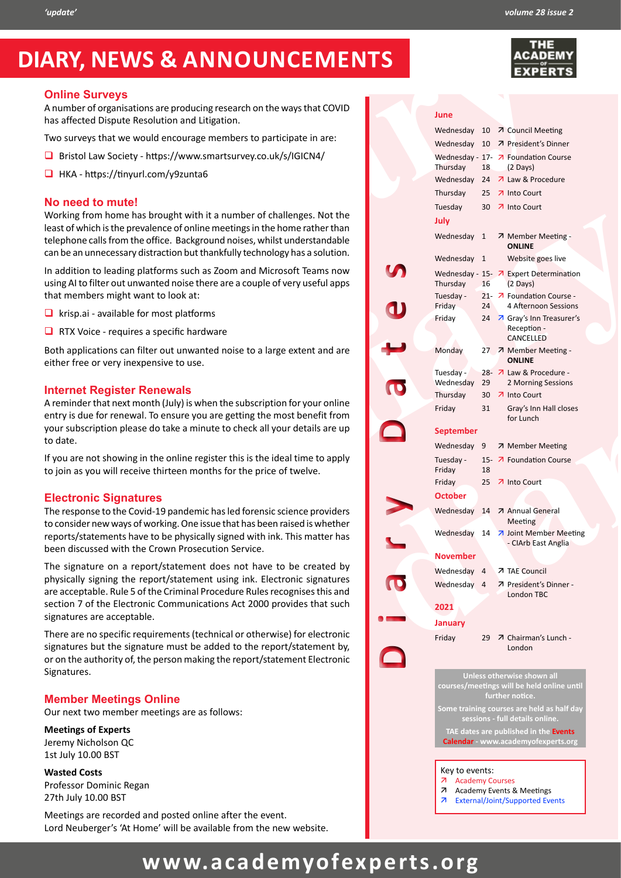# DIARY, NEWS & ANNOUNCEMENTS

## Online Surveys

A number of organisations are producing research on the ways that COVID has affected Dispute Resolution and Litigation.

Two surveys that we would encourage members to participate in are:

- Bristol Law Society - https://www.smartsurvey.co.uk/s/IGICN4/
- HKA - https://tinyurl.com/y9zunta6

## No need to mute!

Working from home has brought with it a number of challenges. Not the least of which is the prevalence of online meetings in the home rather than telephone calls from the office. Background noises, whilst understandable can be an unnecessary distraction but thankfully technology has a solution.

In addition to leading platforms such as Zoom and Microsoft Teams now using AI to filter out unwanted noise there are a couple of very useful apps that members might want to look at:

- krisp.ai - available for most platforms
- RTX Voice - requires a specific hardware

Both applications can filter out unwanted noise to a large extent and are either free or very inexpensive to use.

## Internet Register Renewals

A reminder that next month (July) is when the subscription for your online entry is due for renewal. To ensure you are getting the most benefit from your subscription please do take a minute to check all your details are up to date.

If you are not showing in the online register this is the ideal time to apply to join as you will receive thirteen months for the price of twelve.

## Electronic Signatures

The response to the Covid-19 pandemic has led forensic science providers to consider new ways of working. One issue that has been raised is whether reports/statements have to be physically signed with ink. This matter has been discussed with the Crown Prosecution Service.

The signature on a report/statement does not have to be created by physically signing the report/statement using ink. Electronic signatures are acceptable. Rule 5 of the Criminal Procedure Rules recognises this and section 7 of the Electronic Communications Act 2000 provides that such signatures are acceptable.

There are no specific requirements (technical or otherwise) for electronic signatures but the signature must be added to the report/statement by, or on the authority of, the person making the report/statement Electronic Signatures.

## Member Meetings Online

Our next two member meetings are as follows:

**Meetings of Experts**
Jeremy Nicholson QC
1st July 10.00 BST

**Wasted Costs**
Professor Dominic Regan
27th July 10.00 BST

Meetings are recorded and posted online after the event.
Lord Neuberger's 'At Home' will be available from the new website.

## Diary Dates

**June**

| | | |
|---|---|---|
| Wednesday | 10 | ↗ Council Meeting |
| Wednesday | 10 | ↗ President's Dinner |
| Wednesday - Thursday | 17-18 | ↗ Foundation Course (2 Days) |
| Wednesday | 24 | ↗ Law & Procedure |
| Thursday | 25 | ↗ Into Court |
| Tuesday | 30 | ↗ Into Court |

**July**

| | | |
|---|---|---|
| Wednesday | 1 | ↗ Member Meeting - **ONLINE** |
| Wednesday | 1 | Website goes live |
| Wednesday - Thursday | 15-16 | ↗ Expert Determination (2 Days) |
| Tuesday - Friday | 21-24 | ↗ Foundation Course - 4 Afternoon Sessions |
| Friday | 24 | ↗ Gray's Inn Treasurer's Reception - CANCELLED |
| Monday | 27 | ↗ Member Meeting - **ONLINE** |
| Tuesday - Wednesday | 28-29 | ↗ Law & Procedure - 2 Morning Sessions |
| Thursday | 30 | ↗ Into Court |
| Friday | 31 | Gray's Inn Hall closes for Lunch |

**September**

| | | |
|---|---|---|
| Wednesday | 9 | ↗ Member Meeting |
| Tuesday - Friday | 15-18 | ↗ Foundation Course |
| Friday | 25 | ↗ Into Court |

**October**

| | | |
|---|---|---|
| Wednesday | 14 | ↗ Annual General Meeting |
| Wednesday | 14 | ↗ Joint Member Meeting - CIArb East Anglia |

**November**

| | | |
|---|---|---|
| Wednesday | 4 | ↗ TAE Council |
| Wednesday | 4 | ↗ President's Dinner - London TBC |

**2021**

**January**

| | | |
|---|---|---|
| Friday | 29 | ↗ Chairman's Lunch - London |

**Unless otherwise shown all courses/meetings will be held online until further notice.**

**Some training courses are held as half day sessions - full details online.**

**TAE dates are published in the Events Calendar - www.academyofexperts.org**

Key to events:
↗ Academy Courses
↗ Academy Events & Meetings
↗ External/Joint/Supported Events

**www.academyofexperts.org**